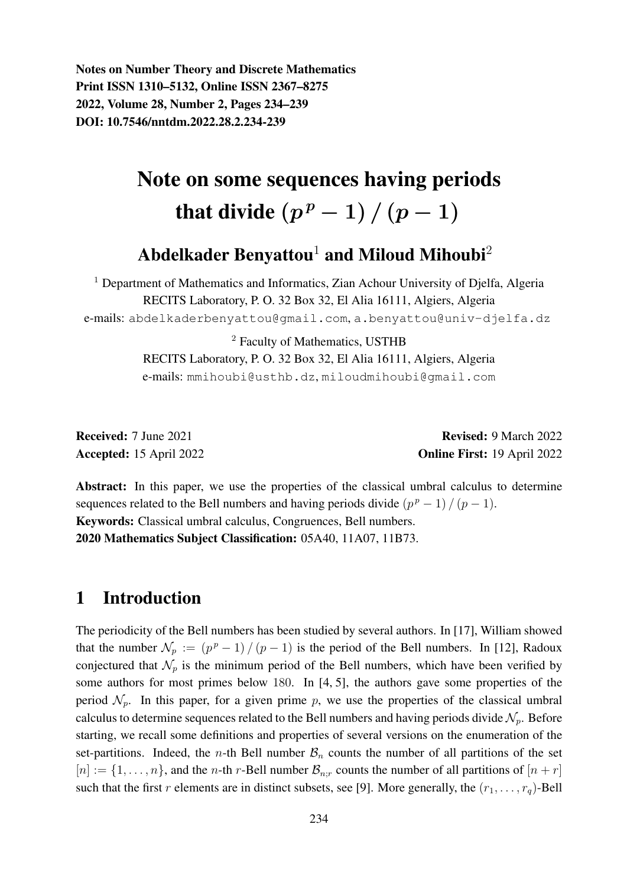Notes on Number Theory and Discrete Mathematics
Print ISSN 1310–5132, Online ISSN 2367–8275
2022, Volume 28, Number 2, Pages 234–239
DOI: 10.7546/nntdm.2022.28.2.234-239

# Note on some sequences having periods that divide $(p^p - 1) / (p - 1)$

**Abdelkader Benyattou**[1] **and Miloud Mihoubi**[2]

[1] Department of Mathematics and Informatics, Zian Achour University of Djelfa, Algeria
RECITS Laboratory, P. O. 32 Box 32, El Alia 16111, Algiers, Algeria
e-mails: abdelkaderbenyattou@gmail.com, a.benyattou@univ-djelfa.dz

[2] Faculty of Mathematics, USTHB
RECITS Laboratory, P. O. 32 Box 32, El Alia 16111, Algiers, Algeria
e-mails: mmihoubi@usthb.dz, miloudmihoubi@gmail.com

**Received:** 7 June 2021 **Revised:** 9 March 2022
**Accepted:** 15 April 2022 **Online First:** 19 April 2022

**Abstract:** In this paper, we use the properties of the classical umbral calculus to determine sequences related to the Bell numbers and having periods divide $(p^p - 1) / (p - 1)$.

**Keywords:** Classical umbral calculus, Congruences, Bell numbers.

**2020 Mathematics Subject Classification:** 05A40, 11A07, 11B73.

## 1 Introduction

The periodicity of the Bell numbers has been studied by several authors. In [17], William showed that the number $\mathcal{N}_p := (p^p - 1) / (p - 1)$ is the period of the Bell numbers. In [12], Radoux conjectured that $\mathcal{N}_p$ is the minimum period of the Bell numbers, which have been verified by some authors for most primes below 180. In [4, 5], the authors gave some properties of the period $\mathcal{N}_p$. In this paper, for a given prime $p$, we use the properties of the classical umbral calculus to determine sequences related to the Bell numbers and having periods divide $\mathcal{N}_p$. Before starting, we recall some definitions and properties of several versions on the enumeration of the set-partitions. Indeed, the $n$-th Bell number $\mathcal{B}_n$ counts the number of all partitions of the set $[n] := \{1, \ldots, n\}$, and the $n$-th $r$-Bell number $\mathcal{B}_{n;r}$ counts the number of all partitions of $[n + r]$ such that the first $r$ elements are in distinct subsets, see [9]. More generally, the $(r_1, \ldots, r_q)$-Bell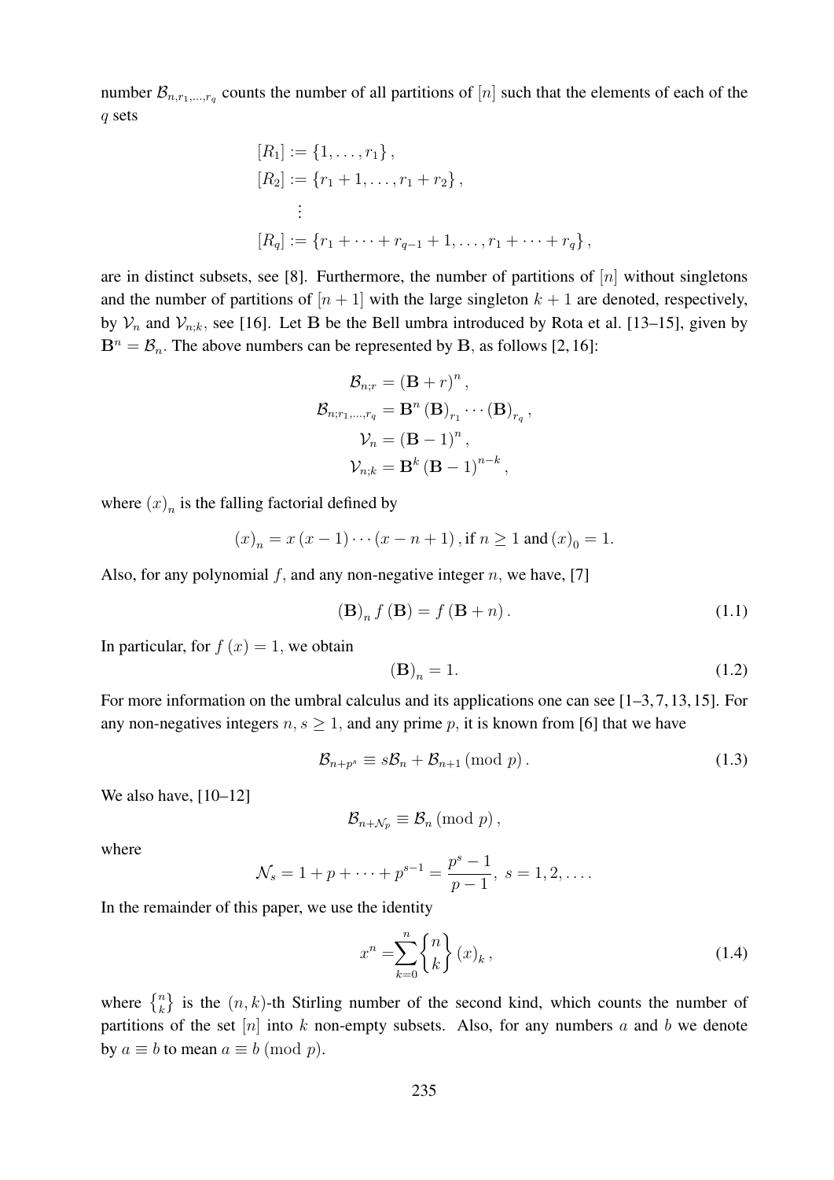number $\mathcal{B}_{n,r_1,\ldots,r_q}$ counts the number of all partitions of $[n]$ such that the elements of each of the $q$ sets

$$
\begin{aligned}
[R_1] &:= \{1, \ldots, r_1\}, \\
[R_2] &:= \{r_1 + 1, \ldots, r_1 + r_2\}, \\
&\vdots \\
[R_q] &:= \{r_1 + \cdots + r_{q-1} + 1, \ldots, r_1 + \cdots + r_q\},
\end{aligned}
$$

are in distinct subsets, see [8]. Furthermore, the number of partitions of $[n]$ without singletons and the number of partitions of $[n+1]$ with the large singleton $k+1$ are denoted, respectively, by $\mathcal{V}_n$ and $\mathcal{V}_{n;k}$, see [16]. Let $\mathbf{B}$ be the Bell umbra introduced by Rota et al. [13–15], given by $\mathbf{B}^n = \mathcal{B}_n$. The above numbers can be represented by $\mathbf{B}$, as follows [2, 16]:

$$
\begin{aligned}
\mathcal{B}_{n;r} &= (\mathbf{B} + r)^n, \\
\mathcal{B}_{n;r_1,\ldots,r_q} &= \mathbf{B}^n (\mathbf{B})_{r_1} \cdots (\mathbf{B})_{r_q}, \\
\mathcal{V}_n &= (\mathbf{B} - 1)^n, \\
\mathcal{V}_{n;k} &= \mathbf{B}^k (\mathbf{B} - 1)^{n-k},
\end{aligned}
$$

where $(x)_n$ is the falling factorial defined by

$$
(x)_n = x(x-1)\cdots(x-n+1), \text{ if } n \geq 1 \text{ and } (x)_0 = 1.
$$

Also, for any polynomial $f$, and any non-negative integer $n$, we have, [7]

$$
(\mathbf{B})_n f(\mathbf{B}) = f(\mathbf{B} + n). \tag{1.1}
$$

In particular, for $f(x) = 1$, we obtain

$$
(\mathbf{B})_n = 1. \tag{1.2}
$$

For more information on the umbral calculus and its applications one can see [1–3, 7, 13, 15]. For any non-negatives integers $n, s \geq 1$, and any prime $p$, it is known from [6] that we have

$$
\mathcal{B}_{n+p^s} \equiv s\mathcal{B}_n + \mathcal{B}_{n+1} \pmod{p}. \tag{1.3}
$$

We also have, [10–12]

$$
\mathcal{B}_{n+\mathcal{N}_p} \equiv \mathcal{B}_n \pmod{p},
$$

where

$$
\mathcal{N}_s = 1 + p + \cdots + p^{s-1} = \frac{p^s - 1}{p - 1}, \ s = 1, 2, \ldots.
$$

In the remainder of this paper, we use the identity

$$
x^n = \sum_{k=0}^{n} {n \brace k} (x)_k, \tag{1.4}
$$

where ${n \brace k}$ is the $(n,k)$-th Stirling number of the second kind, which counts the number of partitions of the set $[n]$ into $k$ non-empty subsets. Also, for any numbers $a$ and $b$ we denote by $a \equiv b$ to mean $a \equiv b \pmod{p}$.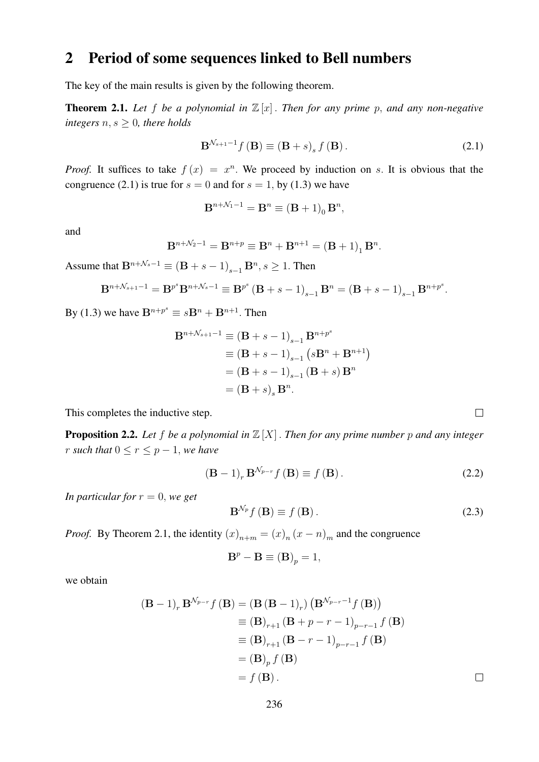## 2 Period of some sequences linked to Bell numbers

The key of the main results is given by the following theorem.

**Theorem 2.1.** *Let $f$ be a polynomial in $\mathbb{Z}[x]$. Then for any prime $p$, and any non-negative integers $n, s \geq 0$, there holds*

$$\mathbf{B}^{\mathcal{N}_{s+1}-1} f(\mathbf{B}) \equiv (\mathbf{B}+s)_s f(\mathbf{B}). \tag{2.1}$$

*Proof.* It suffices to take $f(x) = x^n$. We proceed by induction on $s$. It is obvious that the congruence (2.1) is true for $s = 0$ and for $s = 1$, by (1.3) we have

$$\mathbf{B}^{n+\mathcal{N}_1-1} = \mathbf{B}^n \equiv (\mathbf{B}+1)_0 \mathbf{B}^n,$$

and

$$\mathbf{B}^{n+\mathcal{N}_2-1} = \mathbf{B}^{n+p} \equiv \mathbf{B}^n + \mathbf{B}^{n+1} = (\mathbf{B}+1)_1 \mathbf{B}^n.$$

Assume that $\mathbf{B}^{n+\mathcal{N}_s-1} \equiv (\mathbf{B}+s-1)_{s-1} \mathbf{B}^n$, $s \geq 1$. Then

$$\mathbf{B}^{n+\mathcal{N}_{s+1}-1} = \mathbf{B}^{p^s} \mathbf{B}^{n+\mathcal{N}_s-1} \equiv \mathbf{B}^{p^s} (\mathbf{B}+s-1)_{s-1} \mathbf{B}^n = (\mathbf{B}+s-1)_{s-1} \mathbf{B}^{n+p^s}.$$

By (1.3) we have $\mathbf{B}^{n+p^s} \equiv s\mathbf{B}^n + \mathbf{B}^{n+1}$. Then

$$\begin{aligned}
\mathbf{B}^{n+\mathcal{N}_{s+1}-1} &\equiv (\mathbf{B}+s-1)_{s-1} \mathbf{B}^{n+p^s} \\
&\equiv (\mathbf{B}+s-1)_{s-1} \left(s\mathbf{B}^n + \mathbf{B}^{n+1}\right) \\
&= (\mathbf{B}+s-1)_{s-1} (\mathbf{B}+s) \mathbf{B}^n \\
&= (\mathbf{B}+s)_s \mathbf{B}^n.
\end{aligned}$$

This completes the inductive step. □

**Proposition 2.2.** *Let $f$ be a polynomial in $\mathbb{Z}[X]$. Then for any prime number $p$ and any integer $r$ such that $0 \leq r \leq p-1$, we have*

$$(\mathbf{B}-1)_r \mathbf{B}^{\mathcal{N}_{p-r}} f(\mathbf{B}) \equiv f(\mathbf{B}). \tag{2.2}$$

*In particular for $r = 0$, we get*

$$\mathbf{B}^{\mathcal{N}_p} f(\mathbf{B}) \equiv f(\mathbf{B}). \tag{2.3}$$

*Proof.* By Theorem 2.1, the identity $(x)_{n+m} = (x)_n (x-n)_m$ and the congruence

$$\mathbf{B}^p - \mathbf{B} \equiv (\mathbf{B})_p = 1,$$

we obtain

$$\begin{aligned}
(\mathbf{B}-1)_r \mathbf{B}^{\mathcal{N}_{p-r}} f(\mathbf{B}) &= (\mathbf{B}(\mathbf{B}-1)_r) \left(\mathbf{B}^{\mathcal{N}_{p-r}-1} f(\mathbf{B})\right) \\
&\equiv (\mathbf{B})_{r+1} (\mathbf{B}+p-r-1)_{p-r-1} f(\mathbf{B}) \\
&\equiv (\mathbf{B})_{r+1} (\mathbf{B}-r-1)_{p-r-1} f(\mathbf{B}) \\
&= (\mathbf{B})_p f(\mathbf{B}) \\
&= f(\mathbf{B}).
\end{aligned}$$

□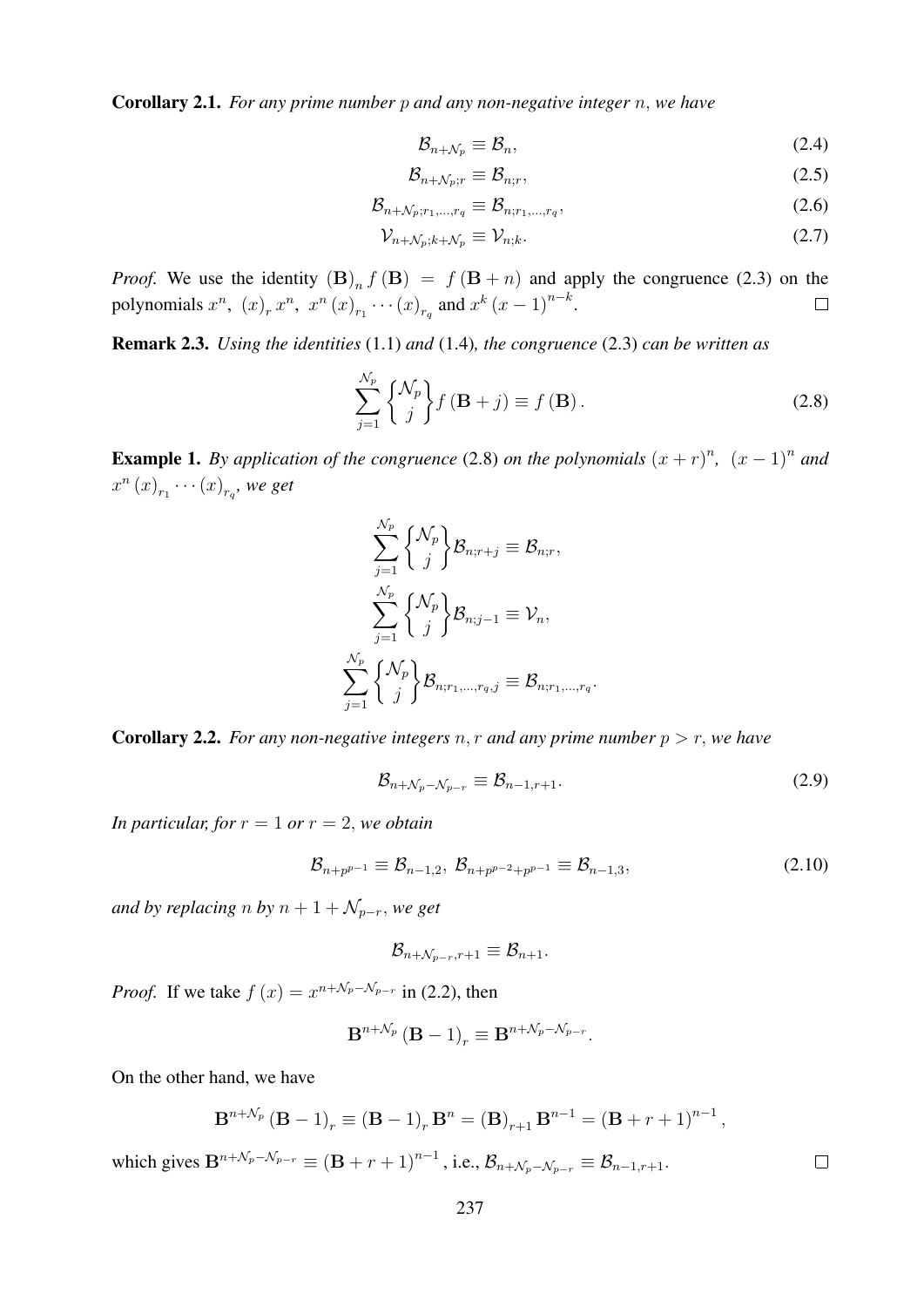**Corollary 2.1.** *For any prime number $p$ and any non-negative integer $n$, we have*

$$\mathcal{B}_{n+\mathcal{N}_p} \equiv \mathcal{B}_n, \tag{2.4}$$

$$\mathcal{B}_{n+\mathcal{N}_p;r} \equiv \mathcal{B}_{n;r}, \tag{2.5}$$

$$\mathcal{B}_{n+\mathcal{N}_p;r_1,\ldots,r_q} \equiv \mathcal{B}_{n;r_1,\ldots,r_q}, \tag{2.6}$$

$$\mathcal{V}_{n+\mathcal{N}_p;k+\mathcal{N}_p} \equiv \mathcal{V}_{n;k}. \tag{2.7}$$

*Proof.* We use the identity $(\mathbf{B})_n f(\mathbf{B}) = f(\mathbf{B}+n)$ and apply the congruence (2.3) on the polynomials $x^n,\ (x)_r x^n,\ x^n (x)_{r_1} \cdots (x)_{r_q}$ and $x^k (x-1)^{n-k}$. $\square$

**Remark 2.3.** *Using the identities* (1.1) *and* (1.4)*, the congruence* (2.3) *can be written as*

$$\sum_{j=1}^{\mathcal{N}_p} \left\{ \begin{matrix} \mathcal{N}_p \\ j \end{matrix} \right\} f(\mathbf{B}+j) \equiv f(\mathbf{B}). \tag{2.8}$$

**Example 1.** *By application of the congruence* (2.8) *on the polynomials $(x+r)^n,\ (x-1)^n$ and $x^n (x)_{r_1} \cdots (x)_{r_q}$, we get*

$$\sum_{j=1}^{\mathcal{N}_p} \left\{ \begin{matrix} \mathcal{N}_p \\ j \end{matrix} \right\} \mathcal{B}_{n;r+j} \equiv \mathcal{B}_{n;r},$$

$$\sum_{j=1}^{\mathcal{N}_p} \left\{ \begin{matrix} \mathcal{N}_p \\ j \end{matrix} \right\} \mathcal{B}_{n;j-1} \equiv \mathcal{V}_n,$$

$$\sum_{j=1}^{\mathcal{N}_p} \left\{ \begin{matrix} \mathcal{N}_p \\ j \end{matrix} \right\} \mathcal{B}_{n;r_1,\ldots,r_q,j} \equiv \mathcal{B}_{n;r_1,\ldots,r_q}.$$

**Corollary 2.2.** *For any non-negative integers $n, r$ and any prime number $p > r$, we have*

$$\mathcal{B}_{n+\mathcal{N}_p-\mathcal{N}_{p-r}} \equiv \mathcal{B}_{n-1,r+1}. \tag{2.9}$$

*In particular, for $r = 1$ or $r = 2$, we obtain*

$$\mathcal{B}_{n+p^{p-1}} \equiv \mathcal{B}_{n-1,2},\ \mathcal{B}_{n+p^{p-2}+p^{p-1}} \equiv \mathcal{B}_{n-1,3}, \tag{2.10}$$

*and by replacing $n$ by $n+1+\mathcal{N}_{p-r}$, we get*

$$\mathcal{B}_{n+\mathcal{N}_{p-r},r+1} \equiv \mathcal{B}_{n+1}.$$

*Proof.* If we take $f(x) = x^{n+\mathcal{N}_p-\mathcal{N}_{p-r}}$ in (2.2), then

$$\mathbf{B}^{n+\mathcal{N}_p} (\mathbf{B}-1)_r \equiv \mathbf{B}^{n+\mathcal{N}_p-\mathcal{N}_{p-r}}.$$

On the other hand, we have

$$\mathbf{B}^{n+\mathcal{N}_p} (\mathbf{B}-1)_r \equiv (\mathbf{B}-1)_r \mathbf{B}^n = (\mathbf{B})_{r+1} \mathbf{B}^{n-1} = (\mathbf{B}+r+1)^{n-1},$$

which gives $\mathbf{B}^{n+\mathcal{N}_p-\mathcal{N}_{p-r}} \equiv (\mathbf{B}+r+1)^{n-1}$, i.e., $\mathcal{B}_{n+\mathcal{N}_p-\mathcal{N}_{p-r}} \equiv \mathcal{B}_{n-1,r+1}$. $\square$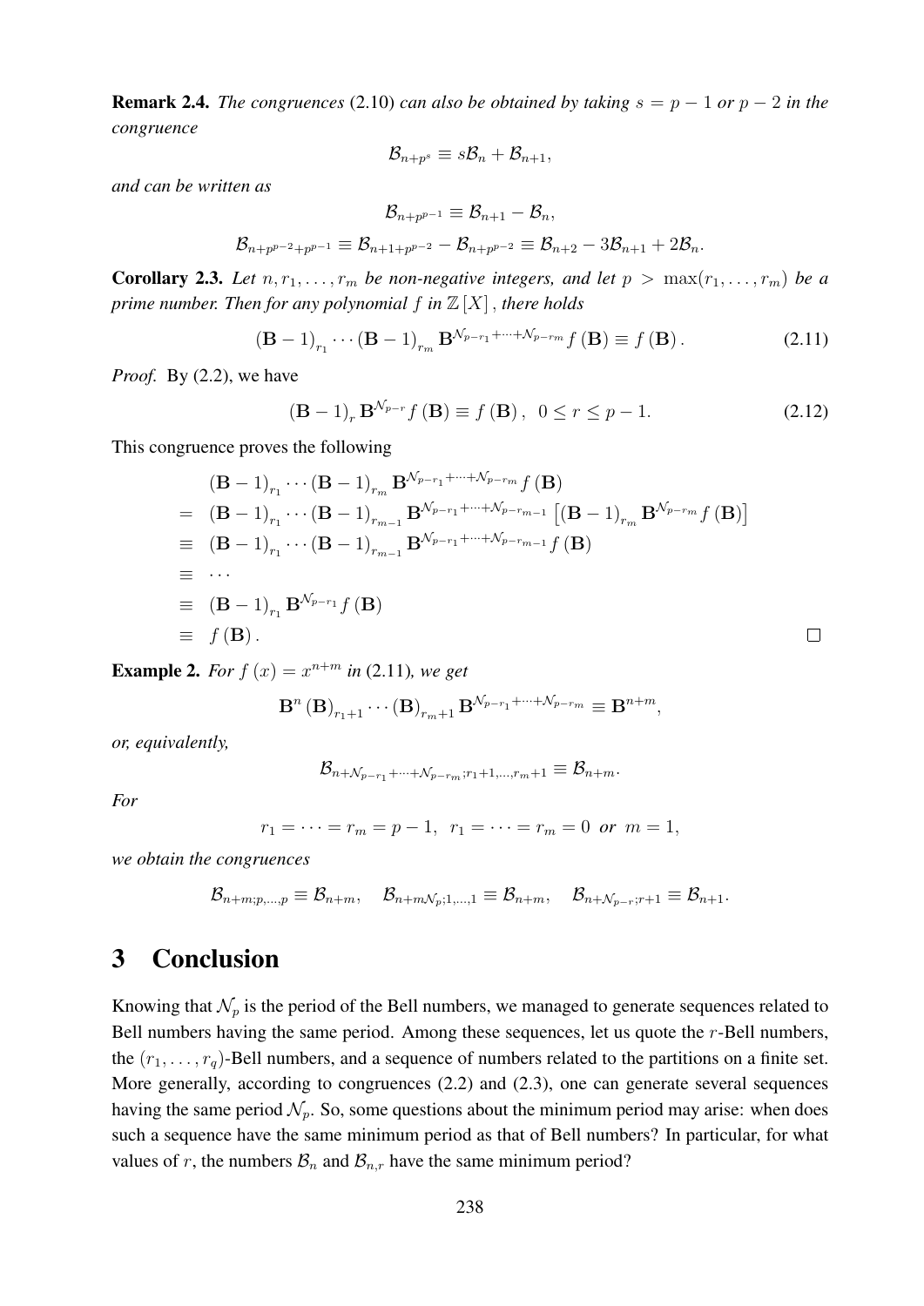**Remark 2.4.** *The congruences* (2.10) *can also be obtained by taking $s = p-1$ or $p-2$ in the congruence*

$$\mathcal{B}_{n+p^s} \equiv s\mathcal{B}_n + \mathcal{B}_{n+1},$$

*and can be written as*

$$\mathcal{B}_{n+p^{p-1}} \equiv \mathcal{B}_{n+1} - \mathcal{B}_n,$$

$$\mathcal{B}_{n+p^{p-2}+p^{p-1}} \equiv \mathcal{B}_{n+1+p^{p-2}} - \mathcal{B}_{n+p^{p-2}} \equiv \mathcal{B}_{n+2} - 3\mathcal{B}_{n+1} + 2\mathcal{B}_n.$$

**Corollary 2.3.** *Let $n, r_1, \ldots, r_m$ be non-negative integers, and let $p > \max(r_1, \ldots, r_m)$ be a prime number. Then for any polynomial $f$ in $\mathbb{Z}[X]$, there holds*

$$(\mathbf{B}-1)_{r_1} \cdots (\mathbf{B}-1)_{r_m} \mathbf{B}^{\mathcal{N}_{p-r_1}+\cdots+\mathcal{N}_{p-r_m}} f(\mathbf{B}) \equiv f(\mathbf{B}). \tag{2.11}$$

*Proof.* By (2.2), we have

$$(\mathbf{B}-1)_r \mathbf{B}^{\mathcal{N}_{p-r}} f(\mathbf{B}) \equiv f(\mathbf{B}), \quad 0 \leq r \leq p-1. \tag{2.12}$$

This congruence proves the following

$$\begin{aligned}
& (\mathbf{B}-1)_{r_1} \cdots (\mathbf{B}-1)_{r_m} \mathbf{B}^{\mathcal{N}_{p-r_1}+\cdots+\mathcal{N}_{p-r_m}} f(\mathbf{B}) \\
= \; & (\mathbf{B}-1)_{r_1} \cdots (\mathbf{B}-1)_{r_{m-1}} \mathbf{B}^{\mathcal{N}_{p-r_1}+\cdots+\mathcal{N}_{p-r_{m-1}}} \left[(\mathbf{B}-1)_{r_m} \mathbf{B}^{\mathcal{N}_{p-r_m}} f(\mathbf{B})\right] \\
\equiv \; & (\mathbf{B}-1)_{r_1} \cdots (\mathbf{B}-1)_{r_{m-1}} \mathbf{B}^{\mathcal{N}_{p-r_1}+\cdots+\mathcal{N}_{p-r_{m-1}}} f(\mathbf{B}) \\
\equiv \; & \cdots \\
\equiv \; & (\mathbf{B}-1)_{r_1} \mathbf{B}^{\mathcal{N}_{p-r_1}} f(\mathbf{B}) \\
\equiv \; & f(\mathbf{B}).
\end{aligned}$$

□

**Example 2.** *For $f(x) = x^{n+m}$ in* (2.11)*, we get*

$$\mathbf{B}^n (\mathbf{B})_{r_1+1} \cdots (\mathbf{B})_{r_m+1} \mathbf{B}^{\mathcal{N}_{p-r_1}+\cdots+\mathcal{N}_{p-r_m}} \equiv \mathbf{B}^{n+m},$$

*or, equivalently,*

$$\mathcal{B}_{n+\mathcal{N}_{p-r_1}+\cdots+\mathcal{N}_{p-r_m};r_1+1,\ldots,r_m+1} \equiv \mathcal{B}_{n+m}.$$

*For*

$$r_1 = \cdots = r_m = p-1, \;\; r_1 = \cdots = r_m = 0 \;\; \text{or} \;\; m = 1,$$

*we obtain the congruences*

$$\mathcal{B}_{n+m;p,\ldots,p} \equiv \mathcal{B}_{n+m}, \quad \mathcal{B}_{n+m\mathcal{N}_p;1,\ldots,1} \equiv \mathcal{B}_{n+m}, \quad \mathcal{B}_{n+\mathcal{N}_{p-r};r+1} \equiv \mathcal{B}_{n+1}.$$

# 3 Conclusion

Knowing that $\mathcal{N}_p$ is the period of the Bell numbers, we managed to generate sequences related to Bell numbers having the same period. Among these sequences, let us quote the $r$-Bell numbers, the $(r_1, \ldots, r_q)$-Bell numbers, and a sequence of numbers related to the partitions on a finite set. More generally, according to congruences (2.2) and (2.3), one can generate several sequences having the same period $\mathcal{N}_p$. So, some questions about the minimum period may arise: when does such a sequence have the same minimum period as that of Bell numbers? In particular, for what values of $r$, the numbers $\mathcal{B}_n$ and $\mathcal{B}_{n,r}$ have the same minimum period?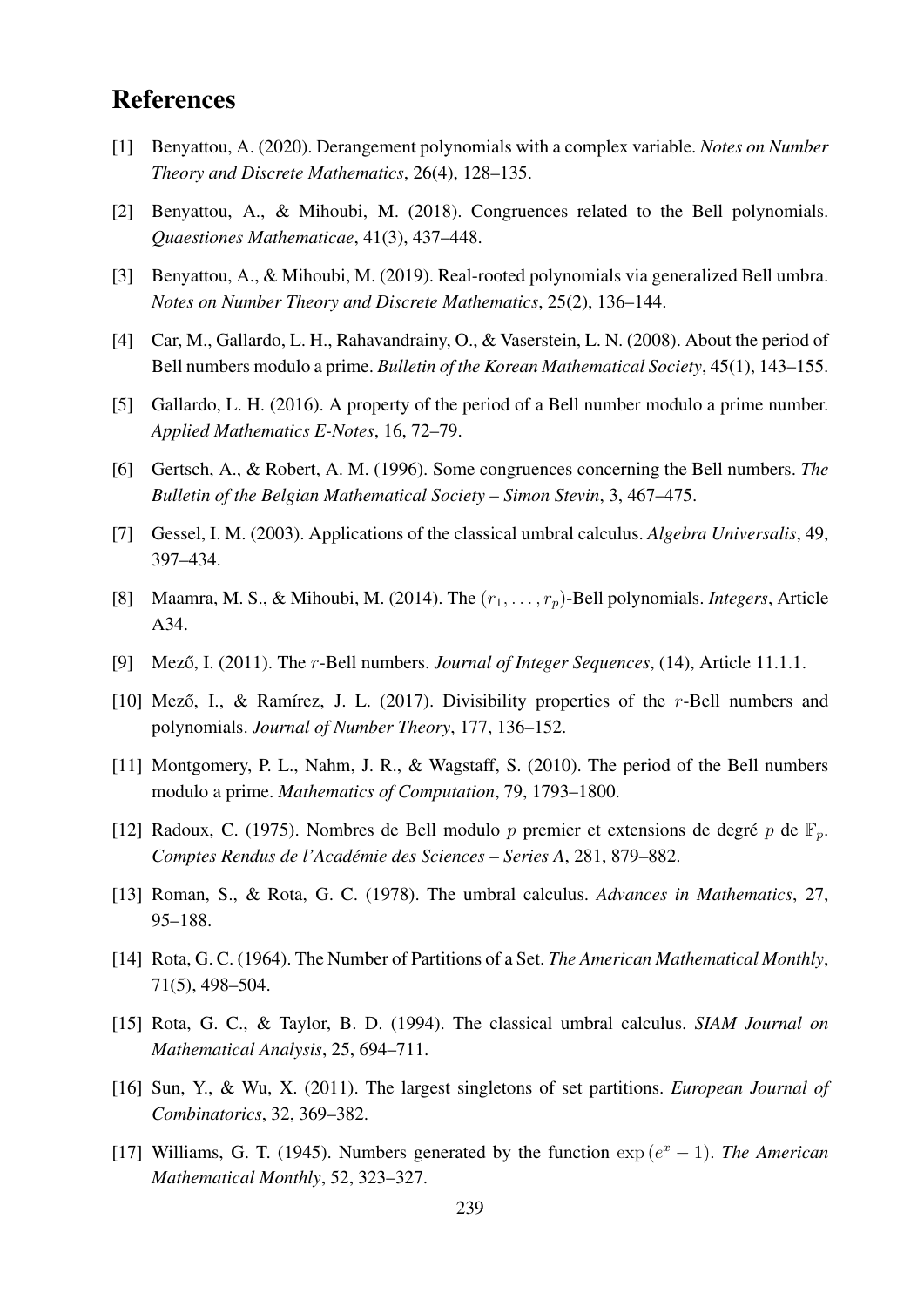## References

[1] Benyattou, A. (2020). Derangement polynomials with a complex variable. *Notes on Number Theory and Discrete Mathematics*, 26(4), 128–135.

[2] Benyattou, A., & Mihoubi, M. (2018). Congruences related to the Bell polynomials. *Quaestiones Mathematicae*, 41(3), 437–448.

[3] Benyattou, A., & Mihoubi, M. (2019). Real-rooted polynomials via generalized Bell umbra. *Notes on Number Theory and Discrete Mathematics*, 25(2), 136–144.

[4] Car, M., Gallardo, L. H., Rahavandrainy, O., & Vaserstein, L. N. (2008). About the period of Bell numbers modulo a prime. *Bulletin of the Korean Mathematical Society*, 45(1), 143–155.

[5] Gallardo, L. H. (2016). A property of the period of a Bell number modulo a prime number. *Applied Mathematics E-Notes*, 16, 72–79.

[6] Gertsch, A., & Robert, A. M. (1996). Some congruences concerning the Bell numbers. *The Bulletin of the Belgian Mathematical Society – Simon Stevin*, 3, 467–475.

[7] Gessel, I. M. (2003). Applications of the classical umbral calculus. *Algebra Universalis*, 49, 397–434.

[8] Maamra, M. S., & Mihoubi, M. (2014). The $(r_1, \ldots, r_p)$-Bell polynomials. *Integers*, Article A34.

[9] Mező, I. (2011). The $r$-Bell numbers. *Journal of Integer Sequences*, (14), Article 11.1.1.

[10] Mező, I., & Ramírez, J. L. (2017). Divisibility properties of the $r$-Bell numbers and polynomials. *Journal of Number Theory*, 177, 136–152.

[11] Montgomery, P. L., Nahm, J. R., & Wagstaff, S. (2010). The period of the Bell numbers modulo a prime. *Mathematics of Computation*, 79, 1793–1800.

[12] Radoux, C. (1975). Nombres de Bell modulo $p$ premier et extensions de degré $p$ de $\mathbb{F}_p$. *Comptes Rendus de l'Académie des Sciences – Series A*, 281, 879–882.

[13] Roman, S., & Rota, G. C. (1978). The umbral calculus. *Advances in Mathematics*, 27, 95–188.

[14] Rota, G. C. (1964). The Number of Partitions of a Set. *The American Mathematical Monthly*, 71(5), 498–504.

[15] Rota, G. C., & Taylor, B. D. (1994). The classical umbral calculus. *SIAM Journal on Mathematical Analysis*, 25, 694–711.

[16] Sun, Y., & Wu, X. (2011). The largest singletons of set partitions. *European Journal of Combinatorics*, 32, 369–382.

[17] Williams, G. T. (1945). Numbers generated by the function $\exp(e^x - 1)$. *The American Mathematical Monthly*, 52, 323–327.